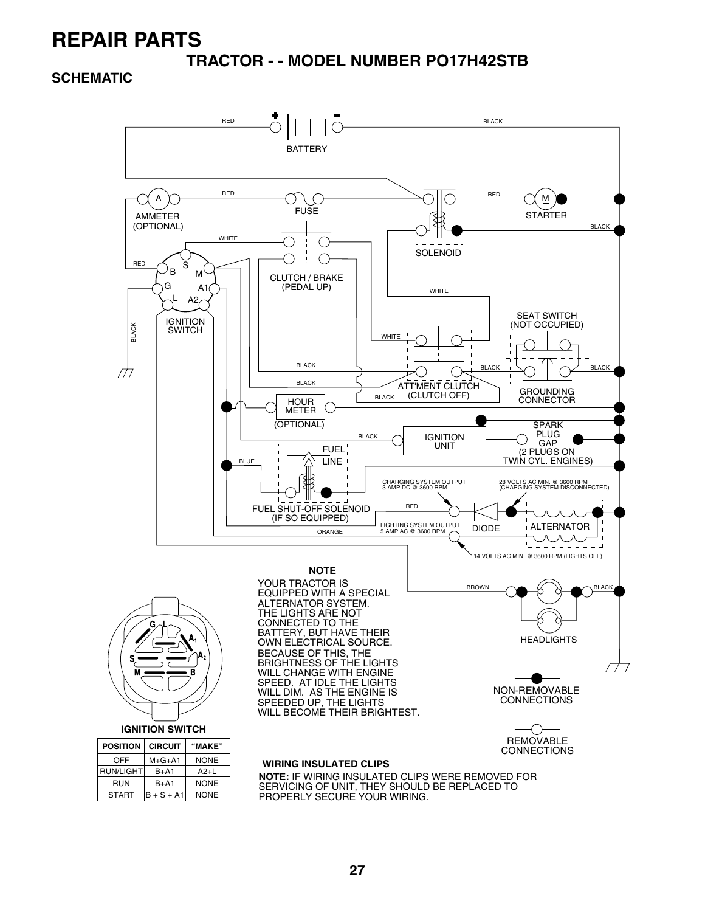# REPAIR PARTS

## TRACTOR - - MODEL NUMBER PO17H42STB

### SCHEMATIC

BATTERY

AMMETER (OPTIONAL)

FUSE

STARTER

SOLENOID

CLUTCH / BRAKE (PEDAL UP)

IGNITION SWITCH

SEAT SWITCH (NOT OCCUPIED)

ATT'MENT CLUTCH (CLUTCH OFF)

GROUNDING CONNECTOR

HOUR METER (OPTIONAL)

IGNITION UNIT

SPARK PLUG GAP (2 PLUGS ON TWIN CYL. ENGINES)

FUEL LINE

FUEL SHUT-OFF SOLENOID (IF SO EQUIPPED)

CHARGING SYSTEM OUTPUT 3 AMP DC @ 3600 RPM

28 VOLTS AC MIN. @ 3600 RPM (CHARGING SYSTEM DISCONNECTED)

LIGHTING SYSTEM OUTPUT 5 AMP AC @ 3600 RPM

DIODE

ALTERNATOR

14 VOLTS AC MIN. @ 3600 RPM (LIGHTS OFF)

HEADLIGHTS

**NOTE**

YOUR TRACTOR IS EQUIPPED WITH A SPECIAL ALTERNATOR SYSTEM. THE LIGHTS ARE NOT CONNECTED TO THE BATTERY, BUT HAVE THEIR OWN ELECTRICAL SOURCE. BECAUSE OF THIS, THE BRIGHTNESS OF THE LIGHTS WILL CHANGE WITH ENGINE SPEED. AT IDLE THE LIGHTS WILL DIM. AS THE ENGINE IS SPEEDED UP, THE LIGHTS WILL BECOME THEIR BRIGHTEST.

NON-REMOVABLE CONNECTIONS

REMOVABLE CONNECTIONS

**IGNITION SWITCH**

| POSITION | CIRCUIT | "MAKE" |
|---|---|---|
| OFF | M+G+A1 | NONE |
| RUN/LIGHT | B+A1 | A2+L |
| RUN | B+A1 | NONE |
| START | B + S + A1 | NONE |

**WIRING INSULATED CLIPS**

**NOTE:** IF WIRING INSULATED CLIPS WERE REMOVED FOR SERVICING OF UNIT, THEY SHOULD BE REPLACED TO PROPERLY SECURE YOUR WIRING.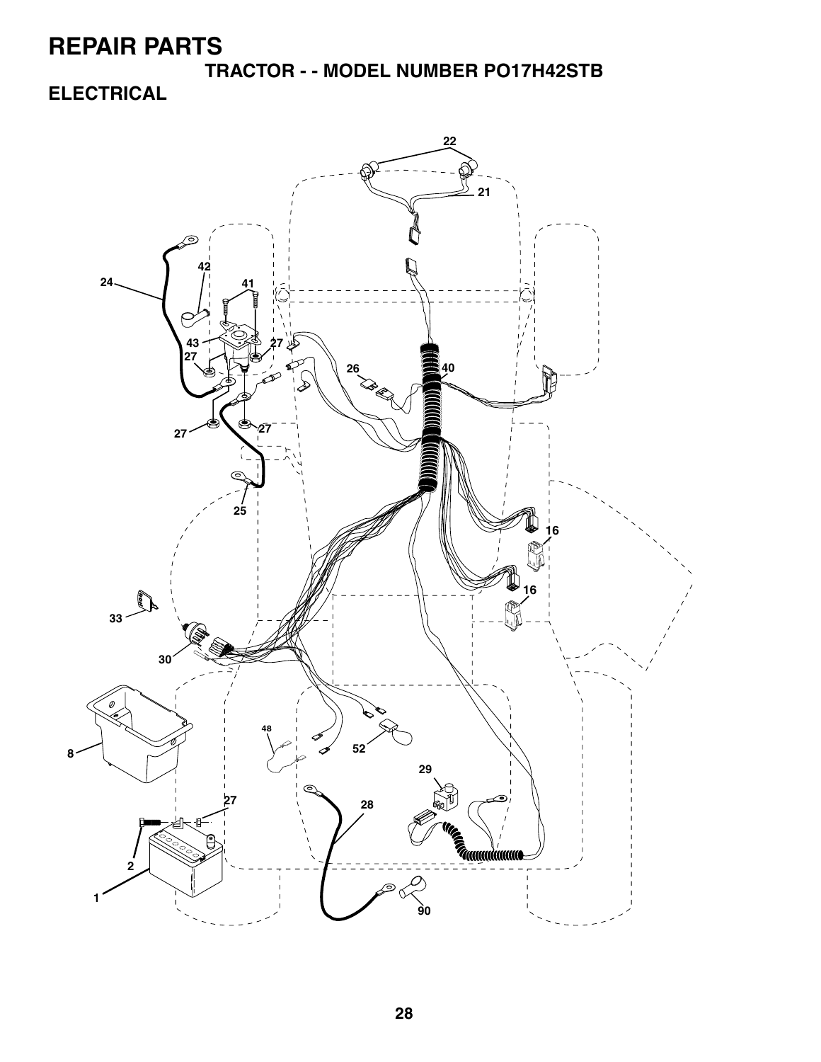# REPAIR PARTS

## TRACTOR - - MODEL NUMBER PO17H42STB

## ELECTRICAL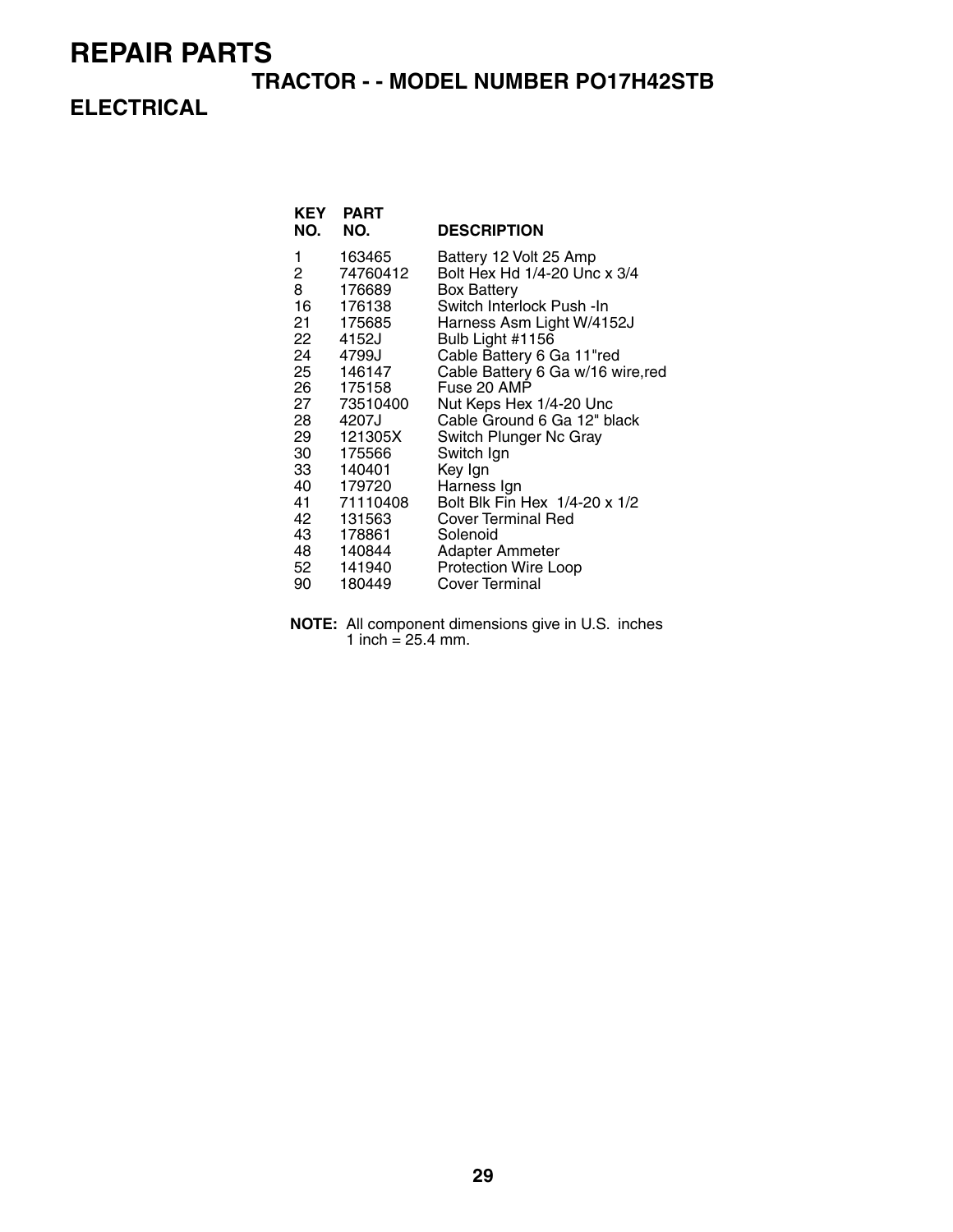# REPAIR PARTS

## TRACTOR - - MODEL NUMBER PO17H42STB

## ELECTRICAL

| KEY NO. | PART NO. | DESCRIPTION |
|---|---|---|
| 1 | 163465 | Battery 12 Volt 25 Amp |
| 2 | 74760412 | Bolt Hex Hd 1/4-20 Unc x 3/4 |
| 8 | 176689 | Box Battery |
| 16 | 176138 | Switch Interlock Push -In |
| 21 | 175685 | Harness Asm Light W/4152J |
| 22 | 4152J | Bulb Light #1156 |
| 24 | 4799J | Cable Battery 6 Ga 11"red |
| 25 | 146147 | Cable Battery 6 Ga w/16 wire,red |
| 26 | 175158 | Fuse 20 AMP |
| 27 | 73510400 | Nut Keps Hex 1/4-20 Unc |
| 28 | 4207J | Cable Ground 6 Ga 12" black |
| 29 | 121305X | Switch Plunger Nc Gray |
| 30 | 175566 | Switch Ign |
| 33 | 140401 | Key Ign |
| 40 | 179720 | Harness Ign |
| 41 | 71110408 | Bolt Blk Fin Hex 1/4-20 x 1/2 |
| 42 | 131563 | Cover Terminal Red |
| 43 | 178861 | Solenoid |
| 48 | 140844 | Adapter Ammeter |
| 52 | 141940 | Protection Wire Loop |
| 90 | 180449 | Cover Terminal |

**NOTE:** All component dimensions give in U.S. inches
1 inch = 25.4 mm.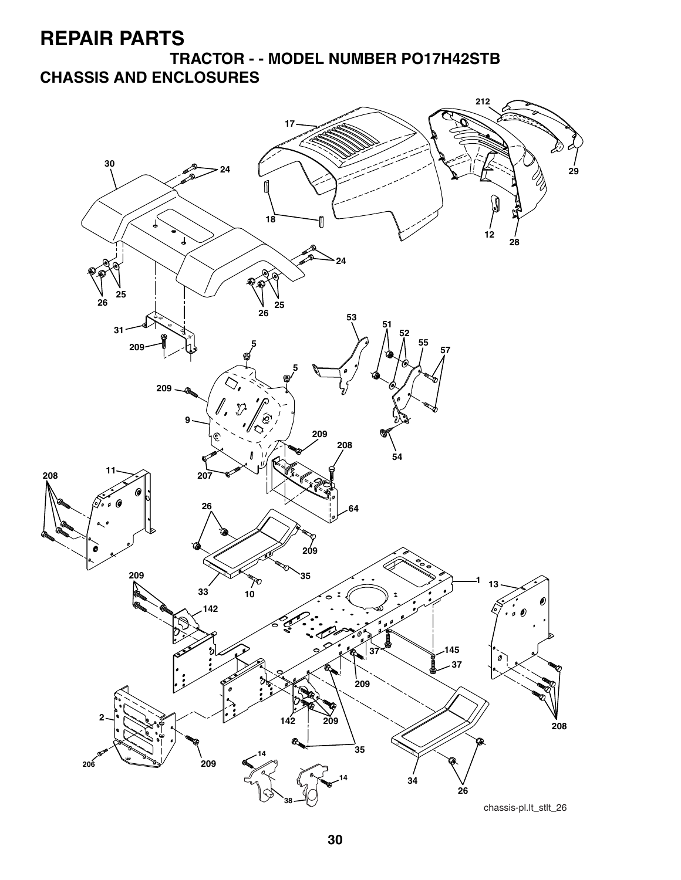# REPAIR PARTS

## TRACTOR - - MODEL NUMBER PO17H42STB

## CHASSIS AND ENCLOSURES

chassis-pl.lt_stlt_26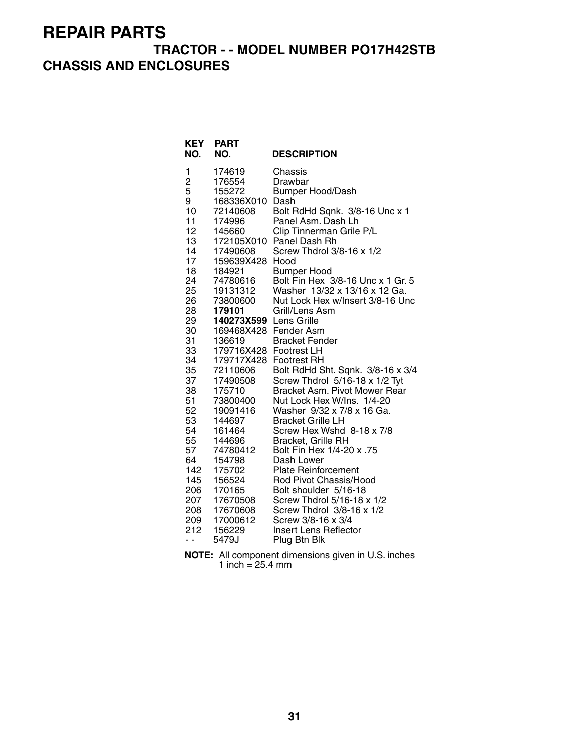# REPAIR PARTS

## TRACTOR - - MODEL NUMBER PO17H42STB

## CHASSIS AND ENCLOSURES

| KEY NO. | PART NO. | DESCRIPTION |
|---|---|---|
| 1 | 174619 | Chassis |
| 2 | 176554 | Drawbar |
| 5 | 155272 | Bumper Hood/Dash |
| 9 | 168336X010 | Dash |
| 10 | 72140608 | Bolt RdHd Sqnk. 3/8-16 Unc x 1 |
| 11 | 174996 | Panel Asm. Dash Lh |
| 12 | 145660 | Clip Tinnerman Grile P/L |
| 13 | 172105X010 | Panel Dash Rh |
| 14 | 17490608 | Screw Thdrol 3/8-16 x 1/2 |
| 17 | 159639X428 | Hood |
| 18 | 184921 | Bumper Hood |
| 24 | 74780616 | Bolt Fin Hex 3/8-16 Unc x 1 Gr. 5 |
| 25 | 19131312 | Washer 13/32 x 13/16 x 12 Ga. |
| 26 | 73800600 | Nut Lock Hex w/Insert 3/8-16 Unc |
| 28 | **179101** | Grill/Lens Asm |
| 29 | **140273X599** | Lens Grille |
| 30 | 169468X428 | Fender Asm |
| 31 | 136619 | Bracket Fender |
| 33 | 179716X428 | Footrest LH |
| 34 | 179717X428 | Footrest RH |
| 35 | 72110606 | Bolt RdHd Sht. Sqnk. 3/8-16 x 3/4 |
| 37 | 17490508 | Screw Thdrol 5/16-18 x 1/2 Tyt |
| 38 | 175710 | Bracket Asm. Pivot Mower Rear |
| 51 | 73800400 | Nut Lock Hex W/Ins. 1/4-20 |
| 52 | 19091416 | Washer 9/32 x 7/8 x 16 Ga. |
| 53 | 144697 | Bracket Grille LH |
| 54 | 161464 | Screw Hex Wshd 8-18 x 7/8 |
| 55 | 144696 | Bracket, Grille RH |
| 57 | 74780412 | Bolt Fin Hex 1/4-20 x .75 |
| 64 | 154798 | Dash Lower |
| 142 | 175702 | Plate Reinforcement |
| 145 | 156524 | Rod Pivot Chassis/Hood |
| 206 | 170165 | Bolt shoulder 5/16-18 |
| 207 | 17670508 | Screw Thdrol 5/16-18 x 1/2 |
| 208 | 17670608 | Screw Thdrol 3/8-16 x 1/2 |
| 209 | 17000612 | Screw 3/8-16 x 3/4 |
| 212 | 156229 | Insert Lens Reflector |
| - - | 5479J | Plug Btn Blk |

**NOTE:** All component dimensions given in U.S. inches
1 inch = 25.4 mm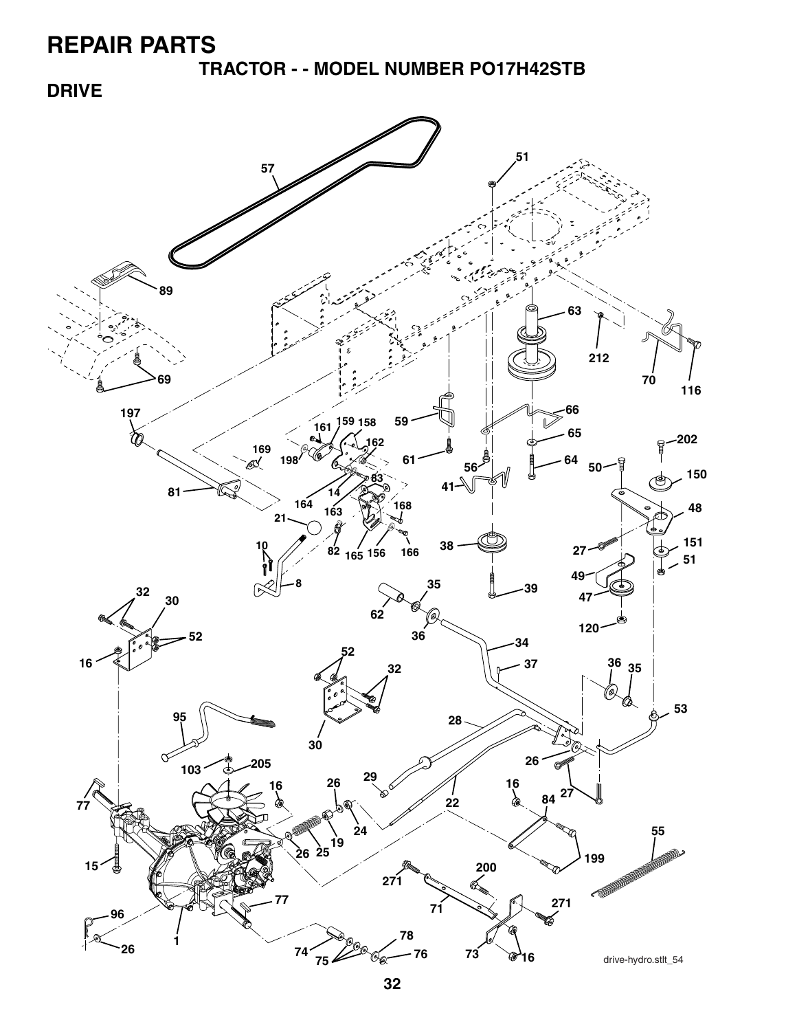# REPAIR PARTS

## TRACTOR - - MODEL NUMBER PO17H42STB

### DRIVE

drive-hydro.stlt_54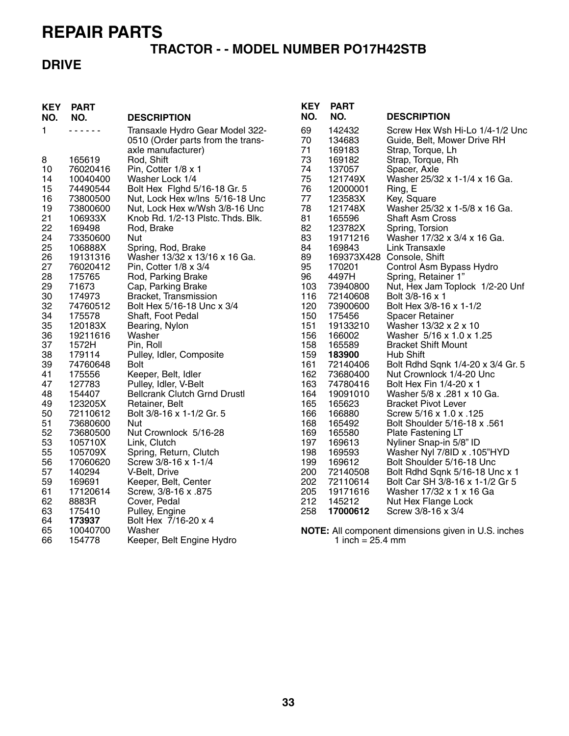# REPAIR PARTS

## TRACTOR - - MODEL NUMBER PO17H42STB

## DRIVE

| KEY NO. | PART NO. | DESCRIPTION |
|---|---|---|
| 1 | - - - - - - | Transaxle Hydro Gear Model 322-0510 (Order parts from the trans-axle manufacturer) |
| 8 | 165619 | Rod, Shift |
| 10 | 76020416 | Pin, Cotter 1/8 x 1 |
| 14 | 10040400 | Washer Lock 1/4 |
| 15 | 74490544 | Bolt Hex Flghd 5/16-18 Gr. 5 |
| 16 | 73800500 | Nut, Lock Hex w/Ins 5/16-18 Unc |
| 19 | 73800600 | Nut, Lock Hex w/Wsh 3/8-16 Unc |
| 21 | 106933X | Knob Rd. 1/2-13 Plstc. Thds. Blk. |
| 22 | 169498 | Rod, Brake |
| 24 | 73350600 | Nut |
| 25 | 106888X | Spring, Rod, Brake |
| 26 | 19131316 | Washer 13/32 x 13/16 x 16 Ga. |
| 27 | 76020412 | Pin, Cotter 1/8 x 3/4 |
| 28 | 175765 | Rod, Parking Brake |
| 29 | 71673 | Cap, Parking Brake |
| 30 | 174973 | Bracket, Transmission |
| 32 | 74760512 | Bolt Hex 5/16-18 Unc x 3/4 |
| 34 | 175578 | Shaft, Foot Pedal |
| 35 | 120183X | Bearing, Nylon |
| 36 | 19211616 | Washer |
| 37 | 1572H | Pin, Roll |
| 38 | 179114 | Pulley, Idler, Composite |
| 39 | 74760648 | Bolt |
| 41 | 175556 | Keeper, Belt, Idler |
| 47 | 127783 | Pulley, Idler, V-Belt |
| 48 | 154407 | Bellcrank Clutch Grnd Drustl |
| 49 | 123205X | Retainer, Belt |
| 50 | 72110612 | Bolt 3/8-16 x 1-1/2 Gr. 5 |
| 51 | 73680600 | Nut |
| 52 | 73680500 | Nut Crownlock 5/16-28 |
| 53 | 105710X | Link, Clutch |
| 55 | 105709X | Spring, Return, Clutch |
| 56 | 17060620 | Screw 3/8-16 x 1-1/4 |
| 57 | 140294 | V-Belt, Drive |
| 59 | 169691 | Keeper, Belt, Center |
| 61 | 17120614 | Screw, 3/8-16 x .875 |
| 62 | 8883R | Cover, Pedal |
| 63 | 175410 | Pulley, Engine |
| 64 | **173937** | Bolt Hex 7/16-20 x 4 |
| 65 | 10040700 | Washer |
| 66 | 154778 | Keeper, Belt Engine Hydro |
| 69 | 142432 | Screw Hex Wsh Hi-Lo 1/4-1/2 Unc |
| 70 | 134683 | Guide, Belt, Mower Drive RH |
| 71 | 169183 | Strap, Torque, Lh |
| 73 | 169182 | Strap, Torque, Rh |
| 74 | 137057 | Spacer, Axle |
| 75 | 121749X | Washer 25/32 x 1-1/4 x 16 Ga. |
| 76 | 12000001 | Ring, E |
| 77 | 123583X | Key, Square |
| 78 | 121748X | Washer 25/32 x 1-5/8 x 16 Ga. |
| 81 | 165596 | Shaft Asm Cross |
| 82 | 123782X | Spring, Torsion |
| 83 | 19171216 | Washer 17/32 x 3/4 x 16 Ga. |
| 84 | 169843 | Link Transaxle |
| 89 | 169373X428 | Console, Shift |
| 95 | 170201 | Control Asm Bypass Hydro |
| 96 | 4497H | Spring, Retainer 1" |
| 103 | 73940800 | Nut, Hex Jam Toplock 1/2-20 Unf |
| 116 | 72140608 | Bolt 3/8-16 x 1 |
| 120 | 73900600 | Bolt Hex 3/8-16 x 1-1/2 |
| 150 | 175456 | Spacer Retainer |
| 151 | 19133210 | Washer 13/32 x 2 x 10 |
| 156 | 166002 | Washer 5/16 x 1.0 x 1.25 |
| 158 | 165589 | Bracket Shift Mount |
| 159 | **183900** | Hub Shift |
| 161 | 72140406 | Bolt Rdhd Sqnk 1/4-20 x 3/4 Gr. 5 |
| 162 | 73680400 | Nut Crownlock 1/4-20 Unc |
| 163 | 74780416 | Bolt Hex Fin 1/4-20 x 1 |
| 164 | 19091010 | Washer 5/8 x .281 x 10 Ga. |
| 165 | 165623 | Bracket Pivot Lever |
| 166 | 166880 | Screw 5/16 x 1.0 x .125 |
| 168 | 165492 | Bolt Shoulder 5/16-18 x .561 |
| 169 | 165580 | Plate Fastening LT |
| 197 | 169613 | Nyliner Snap-in 5/8" ID |
| 198 | 169593 | Washer Nyl 7/8ID x .105"HYD |
| 199 | 169612 | Bolt Shoulder 5/16-18 Unc |
| 200 | 72140508 | Bolt Rdhd Sqnk 5/16-18 Unc x 1 |
| 202 | 72110614 | Bolt Car SH 3/8-16 x 1-1/2 Gr 5 |
| 205 | 19171616 | Washer 17/32 x 1 x 16 Ga |
| 212 | 145212 | Nut Hex Flange Lock |
| 258 | **17000612** | Screw 3/8-16 x 3/4 |

**NOTE:** All component dimensions given in U.S. inches
1 inch = 25.4 mm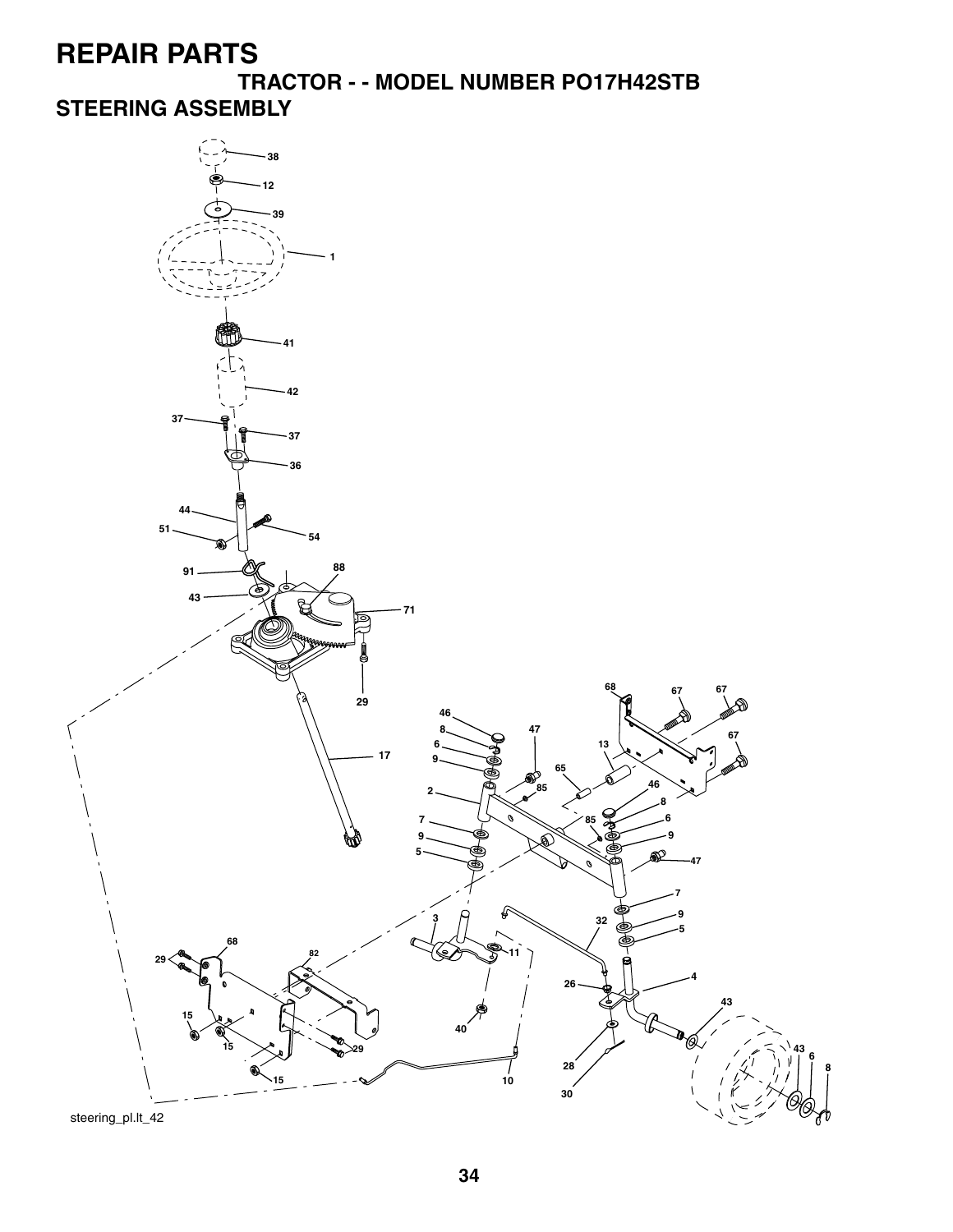# REPAIR PARTS

## TRACTOR - - MODEL NUMBER PO17H42STB

## STEERING ASSEMBLY

steering_pl.lt_42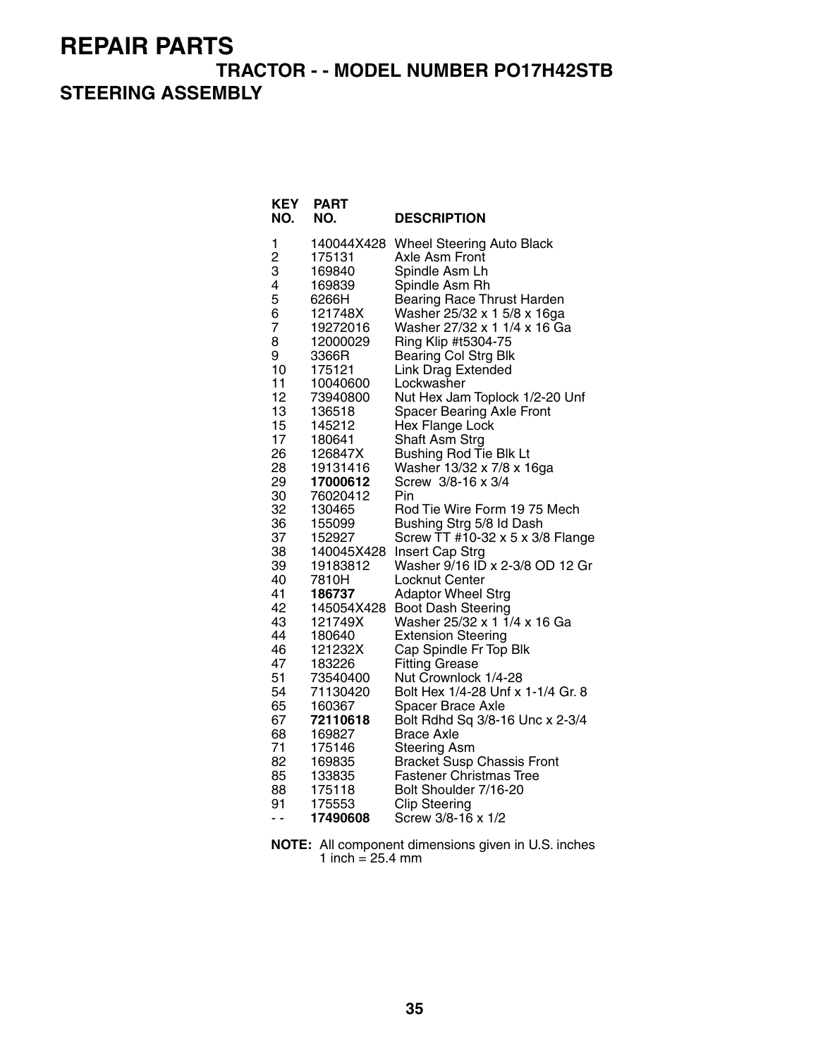# REPAIR PARTS

## TRACTOR - - MODEL NUMBER PO17H42STB

## STEERING ASSEMBLY

| KEY NO. | PART NO. | DESCRIPTION |
|---|---|---|
| 1 | 140044X428 | Wheel Steering Auto Black |
| 2 | 175131 | Axle Asm Front |
| 3 | 169840 | Spindle Asm Lh |
| 4 | 169839 | Spindle Asm Rh |
| 5 | 6266H | Bearing Race Thrust Harden |
| 6 | 121748X | Washer 25/32 x 1 5/8 x 16ga |
| 7 | 19272016 | Washer 27/32 x 1 1/4 x 16 Ga |
| 8 | 12000029 | Ring Klip #t5304-75 |
| 9 | 3366R | Bearing Col Strg Blk |
| 10 | 175121 | Link Drag Extended |
| 11 | 10040600 | Lockwasher |
| 12 | 73940800 | Nut Hex Jam Toplock 1/2-20 Unf |
| 13 | 136518 | Spacer Bearing Axle Front |
| 15 | 145212 | Hex Flange Lock |
| 17 | 180641 | Shaft Asm Strg |
| 26 | 126847X | Bushing Rod Tie Blk Lt |
| 28 | 19131416 | Washer 13/32 x 7/8 x 16ga |
| 29 | **17000612** | Screw 3/8-16 x 3/4 |
| 30 | 76020412 | Pin |
| 32 | 130465 | Rod Tie Wire Form 19 75 Mech |
| 36 | 155099 | Bushing Strg 5/8 Id Dash |
| 37 | 152927 | Screw TT #10-32 x 5 x 3/8 Flange |
| 38 | 140045X428 | Insert Cap Strg |
| 39 | 19183812 | Washer 9/16 ID x 2-3/8 OD 12 Gr |
| 40 | 7810H | Locknut Center |
| 41 | **186737** | Adaptor Wheel Strg |
| 42 | 145054X428 | Boot Dash Steering |
| 43 | 121749X | Washer 25/32 x 1 1/4 x 16 Ga |
| 44 | 180640 | Extension Steering |
| 46 | 121232X | Cap Spindle Fr Top Blk |
| 47 | 183226 | Fitting Grease |
| 51 | 73540400 | Nut Crownlock 1/4-28 |
| 54 | 71130420 | Bolt Hex 1/4-28 Unf x 1-1/4 Gr. 8 |
| 65 | 160367 | Spacer Brace Axle |
| 67 | **72110618** | Bolt Rdhd Sq 3/8-16 Unc x 2-3/4 |
| 68 | 169827 | Brace Axle |
| 71 | 175146 | Steering Asm |
| 82 | 169835 | Bracket Susp Chassis Front |
| 85 | 133835 | Fastener Christmas Tree |
| 88 | 175118 | Bolt Shoulder 7/16-20 |
| 91 | 175553 | Clip Steering |
| - - | **17490608** | Screw 3/8-16 x 1/2 |

**NOTE:** All component dimensions given in U.S. inches
1 inch = 25.4 mm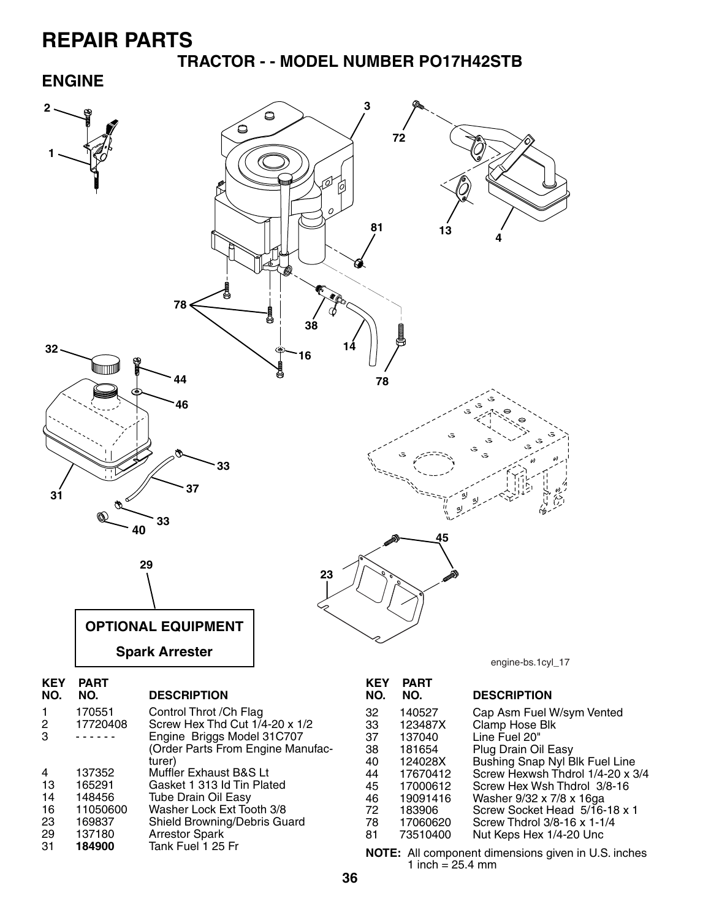# REPAIR PARTS

## TRACTOR - - MODEL NUMBER PO17H42STB

## ENGINE

OPTIONAL EQUIPMENT

Spark Arrester

engine-bs.1cyl_17

| KEY NO. | PART NO. | DESCRIPTION |
|---|---|---|
| 1 | 170551 | Control Throt /Ch Flag |
| 2 | 17720408 | Screw Hex Thd Cut 1/4-20 x 1/2 |
| 3 | - - - - - - | Engine Briggs Model 31C707 (Order Parts From Engine Manufacturer) |
| 4 | 137352 | Muffler Exhaust B&S Lt |
| 13 | 165291 | Gasket 1 313 Id Tin Plated |
| 14 | 148456 | Tube Drain Oil Easy |
| 16 | 11050600 | Washer Lock Ext Tooth 3/8 |
| 23 | 169837 | Shield Browning/Debris Guard |
| 29 | 137180 | Arrestor Spark |
| 31 | **184900** | Tank Fuel 1 25 Fr |
| 32 | 140527 | Cap Asm Fuel W/sym Vented |
| 33 | 123487X | Clamp Hose Blk |
| 37 | 137040 | Line Fuel 20" |
| 38 | 181654 | Plug Drain Oil Easy |
| 40 | 124028X | Bushing Snap Nyl Blk Fuel Line |
| 44 | 17670412 | Screw Hexwsh Thdrol 1/4-20 x 3/4 |
| 45 | 17000612 | Screw Hex Wsh Thdrol 3/8-16 |
| 46 | 19091416 | Washer 9/32 x 7/8 x 16ga |
| 72 | 183906 | Screw Socket Head 5/16-18 x 1 |
| 78 | 17060620 | Screw Thdrol 3/8-16 x 1-1/4 |
| 81 | 73510400 | Nut Keps Hex 1/4-20 Unc |

**NOTE:** All component dimensions given in U.S. inches
1 inch = 25.4 mm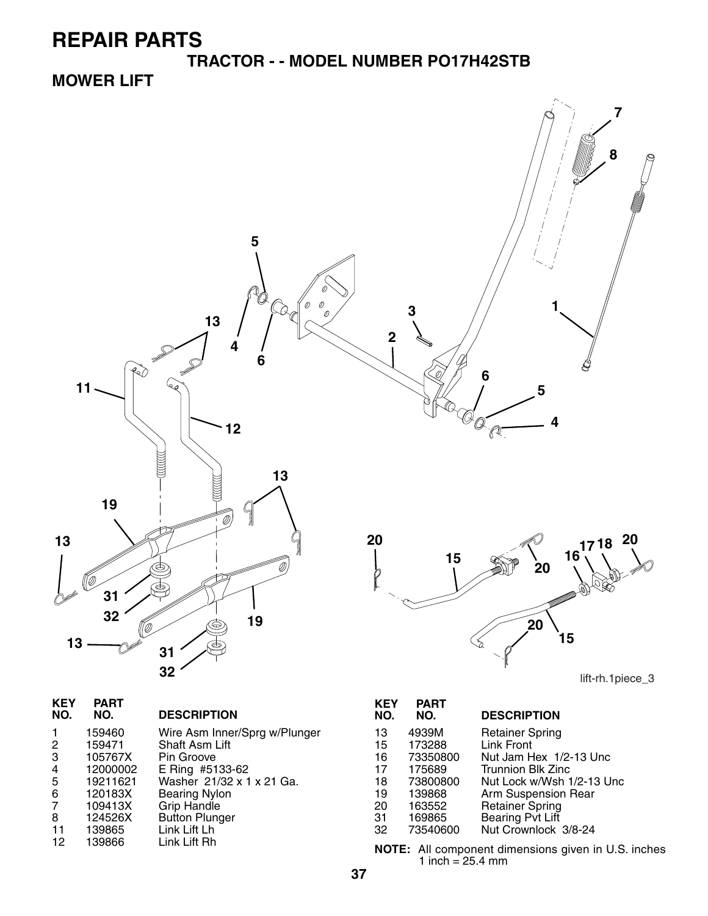# REPAIR PARTS

## TRACTOR - - MODEL NUMBER PO17H42STB

## MOWER LIFT

lift-rh.1piece_3

| KEY NO. | PART NO. | DESCRIPTION |
|---|---|---|
| 1 | 159460 | Wire Asm Inner/Sprg w/Plunger |
| 2 | 159471 | Shaft Asm Lift |
| 3 | 105767X | Pin Groove |
| 4 | 12000002 | E Ring #5133-62 |
| 5 | 19211621 | Washer 21/32 x 1 x 21 Ga. |
| 6 | 120183X | Bearing Nylon |
| 7 | 109413X | Grip Handle |
| 8 | 124526X | Button Plunger |
| 11 | 139865 | Link Lift Lh |
| 12 | 139866 | Link Lift Rh |

| KEY NO. | PART NO. | DESCRIPTION |
|---|---|---|
| 13 | 4939M | Retainer Spring |
| 15 | 173288 | Link Front |
| 16 | 73350800 | Nut Jam Hex 1/2-13 Unc |
| 17 | 175689 | Trunnion Blk Zinc |
| 18 | 73800800 | Nut Lock w/Wsh 1/2-13 Unc |
| 19 | 139868 | Arm Suspension Rear |
| 20 | 163552 | Retainer Spring |
| 31 | 169865 | Bearing Pvt Lift |
| 32 | 73540600 | Nut Crownlock 3/8-24 |

**NOTE:** All component dimensions given in U.S. inches
1 inch = 25.4 mm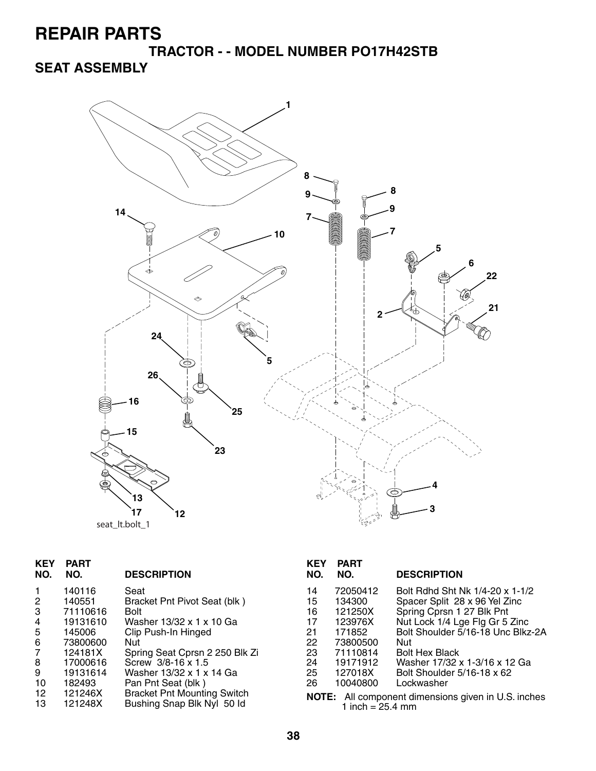# REPAIR PARTS

## TRACTOR - - MODEL NUMBER PO17H42STB

## SEAT ASSEMBLY

seat_lt.bolt_1

| KEY NO. | PART NO. | DESCRIPTION |
|---|---|---|
| 1 | 140116 | Seat |
| 2 | 140551 | Bracket Pnt Pivot Seat (blk ) |
| 3 | 71110616 | Bolt |
| 4 | 19131610 | Washer 13/32 x 1 x 10 Ga |
| 5 | 145006 | Clip Push-In Hinged |
| 6 | 73800600 | Nut |
| 7 | 124181X | Spring Seat Cprsn 2 250 Blk Zi |
| 8 | 17000616 | Screw 3/8-16 x 1.5 |
| 9 | 19131614 | Washer 13/32 x 1 x 14 Ga |
| 10 | 182493 | Pan Pnt Seat (blk ) |
| 12 | 121246X | Bracket Pnt Mounting Switch |
| 13 | 121248X | Bushing Snap Blk Nyl 50 Id |
| 14 | 72050412 | Bolt Rdhd Sht Nk 1/4-20 x 1-1/2 |
| 15 | 134300 | Spacer Split 28 x 96 Yel Zinc |
| 16 | 121250X | Spring Cprsn 1 27 Blk Pnt |
| 17 | 123976X | Nut Lock 1/4 Lge Flg Gr 5 Zinc |
| 21 | 171852 | Bolt Shoulder 5/16-18 Unc Blkz-2A |
| 22 | 73800500 | Nut |
| 23 | 71110814 | Bolt Hex Black |
| 24 | 19171912 | Washer 17/32 x 1-3/16 x 12 Ga |
| 25 | 127018X | Bolt Shoulder 5/16-18 x 62 |
| 26 | 10040800 | Lockwasher |

**NOTE:** All component dimensions given in U.S. inches 1 inch = 25.4 mm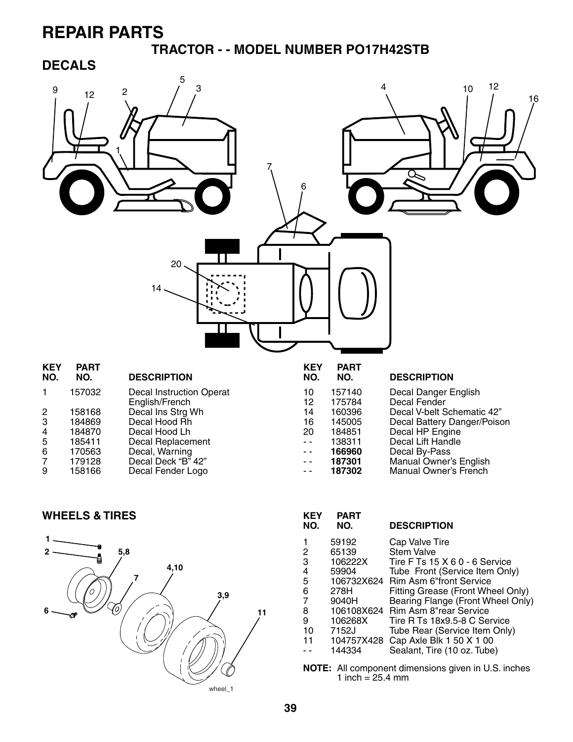# REPAIR PARTS

## TRACTOR - - MODEL NUMBER PO17H42STB

## DECALS

| KEY NO. | PART NO. | DESCRIPTION |
|---|---|---|
| 1 | 157032 | Decal Instruction Operat English/French |
| 2 | 158168 | Decal Ins Strg Wh |
| 3 | 184869 | Decal Hood Rh |
| 4 | 184870 | Decal Hood Lh |
| 5 | 185411 | Decal Replacement |
| 6 | 170563 | Decal, Warning |
| 7 | 179128 | Decal Deck "B" 42" |
| 9 | 158166 | Decal Fender Logo |
| 10 | 157140 | Decal Danger English |
| 12 | 175784 | Decal Fender |
| 14 | 160396 | Decal V-belt Schematic 42" |
| 16 | 145005 | Decal Battery Danger/Poison |
| 20 | 184851 | Decal HP Engine |
| - - | 138311 | Decal Lift Handle |
| - - | **166960** | Decal By-Pass |
| - - | **187301** | Manual Owner's English |
| - - | **187302** | Manual Owner's French |

## WHEELS & TIRES

| KEY NO. | PART NO. | DESCRIPTION |
|---|---|---|
| 1 | 59192 | Cap Valve Tire |
| 2 | 65139 | Stem Valve |
| 3 | 106222X | Tire F Ts 15 X 6 0 - 6 Service |
| 4 | 59904 | Tube Front (Service Item Only) |
| 5 | 106732X624 | Rim Asm 6"front Service |
| 6 | 278H | Fitting Grease (Front Wheel Only) |
| 7 | 9040H | Bearing Flange (Front Wheel Only) |
| 8 | 106108X624 | Rim Asm 8"rear Service |
| 9 | 106268X | Tire R Ts 18x9.5-8 C Service |
| 10 | 7152J | Tube Rear (Service Item Only) |
| 11 | 104757X428 | Cap Axle Blk 1 50 X 1 00 |
| - - | 144334 | Sealant, Tire (10 oz. Tube) |

**NOTE:** All component dimensions given in U.S. inches
1 inch = 25.4 mm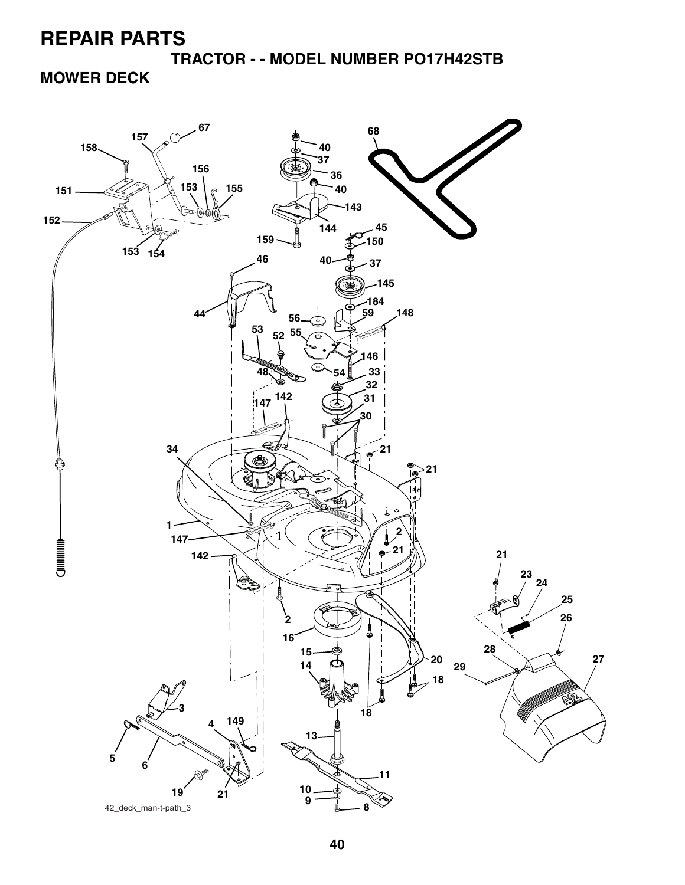# REPAIR PARTS

## TRACTOR - - MODEL NUMBER PO17H42STB

## MOWER DECK

42_deck_man-t-path_3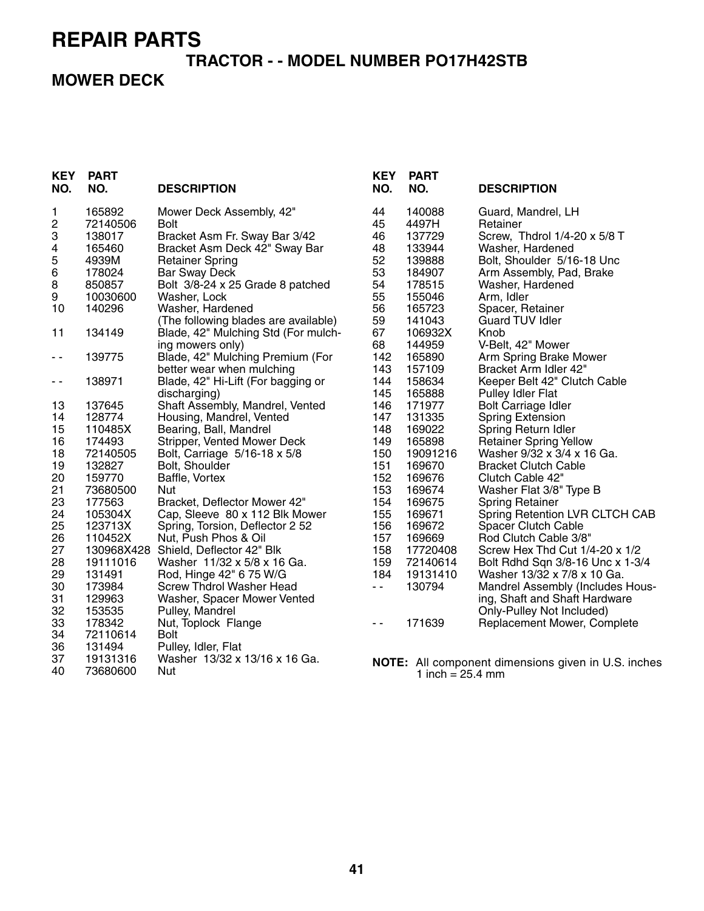# REPAIR PARTS

## TRACTOR - - MODEL NUMBER PO17H42STB

## MOWER DECK

| KEY NO. | PART NO. | DESCRIPTION |
|---|---|---|
| 1 | 165892 | Mower Deck Assembly, 42" |
| 2 | 72140506 | Bolt |
| 3 | 138017 | Bracket Asm Fr. Sway Bar 3/42 |
| 4 | 165460 | Bracket Asm Deck 42" Sway Bar |
| 5 | 4939M | Retainer Spring |
| 6 | 178024 | Bar Sway Deck |
| 8 | 850857 | Bolt 3/8-24 x 25 Grade 8 patched |
| 9 | 10030600 | Washer, Lock |
| 10 | 140296 | Washer, Hardened |
| | | (The following blades are available) |
| 11 | 134149 | Blade, 42" Mulching Std (For mulching mowers only) |
| - - | 139775 | Blade, 42" Mulching Premium (For better wear when mulching |
| - - | 138971 | Blade, 42" Hi-Lift (For bagging or discharging) |
| 13 | 137645 | Shaft Assembly, Mandrel, Vented |
| 14 | 128774 | Housing, Mandrel, Vented |
| 15 | 110485X | Bearing, Ball, Mandrel |
| 16 | 174493 | Stripper, Vented Mower Deck |
| 18 | 72140505 | Bolt, Carriage 5/16-18 x 5/8 |
| 19 | 132827 | Bolt, Shoulder |
| 20 | 159770 | Baffle, Vortex |
| 21 | 73680500 | Nut |
| 23 | 177563 | Bracket, Deflector Mower 42" |
| 24 | 105304X | Cap, Sleeve 80 x 112 Blk Mower |
| 25 | 123713X | Spring, Torsion, Deflector 2 52 |
| 26 | 110452X | Nut, Push Phos & Oil |
| 27 | 130968X428 | Shield, Deflector 42" Blk |
| 28 | 19111016 | Washer 11/32 x 5/8 x 16 Ga. |
| 29 | 131491 | Rod, Hinge 42" 6 75 W/G |
| 30 | 173984 | Screw Thdrol Washer Head |
| 31 | 129963 | Washer, Spacer Mower Vented |
| 32 | 153535 | Pulley, Mandrel |
| 33 | 178342 | Nut, Toplock Flange |
| 34 | 72110614 | Bolt |
| 36 | 131494 | Pulley, Idler, Flat |
| 37 | 19131316 | Washer 13/32 x 13/16 x 16 Ga. |
| 40 | 73680600 | Nut |
| 44 | 140088 | Guard, Mandrel, LH |
| 45 | 4497H | Retainer |
| 46 | 137729 | Screw, Thdrol 1/4-20 x 5/8 T |
| 48 | 133944 | Washer, Hardened |
| 52 | 139888 | Bolt, Shoulder 5/16-18 Unc |
| 53 | 184907 | Arm Assembly, Pad, Brake |
| 54 | 178515 | Washer, Hardened |
| 55 | 155046 | Arm, Idler |
| 56 | 165723 | Spacer, Retainer |
| 59 | 141043 | Guard TUV Idler |
| 67 | 106932X | Knob |
| 68 | 144959 | V-Belt, 42" Mower |
| 142 | 165890 | Arm Spring Brake Mower |
| 143 | 157109 | Bracket Arm Idler 42" |
| 144 | 158634 | Keeper Belt 42" Clutch Cable |
| 145 | 165888 | Pulley Idler Flat |
| 146 | 171977 | Bolt Carriage Idler |
| 147 | 131335 | Spring Extension |
| 148 | 169022 | Spring Return Idler |
| 149 | 165898 | Retainer Spring Yellow |
| 150 | 19091216 | Washer 9/32 x 3/4 x 16 Ga. |
| 151 | 169670 | Bracket Clutch Cable |
| 152 | 169676 | Clutch Cable 42" |
| 153 | 169674 | Washer Flat 3/8" Type B |
| 154 | 169675 | Spring Retainer |
| 155 | 169671 | Spring Retention LVR CLTCH CAB |
| 156 | 169672 | Spacer Clutch Cable |
| 157 | 169669 | Rod Clutch Cable 3/8" |
| 158 | 17720408 | Screw Hex Thd Cut 1/4-20 x 1/2 |
| 159 | 72140614 | Bolt Rdhd Sqn 3/8-16 Unc x 1-3/4 |
| 184 | 19131410 | Washer 13/32 x 7/8 x 10 Ga. |
| - - | 130794 | Mandrel Assembly (Includes Housing, Shaft and Shaft Hardware Only-Pulley Not Included) |
| - - | 171639 | Replacement Mower, Complete |

**NOTE:** All component dimensions given in U.S. inches
1 inch = 25.4 mm